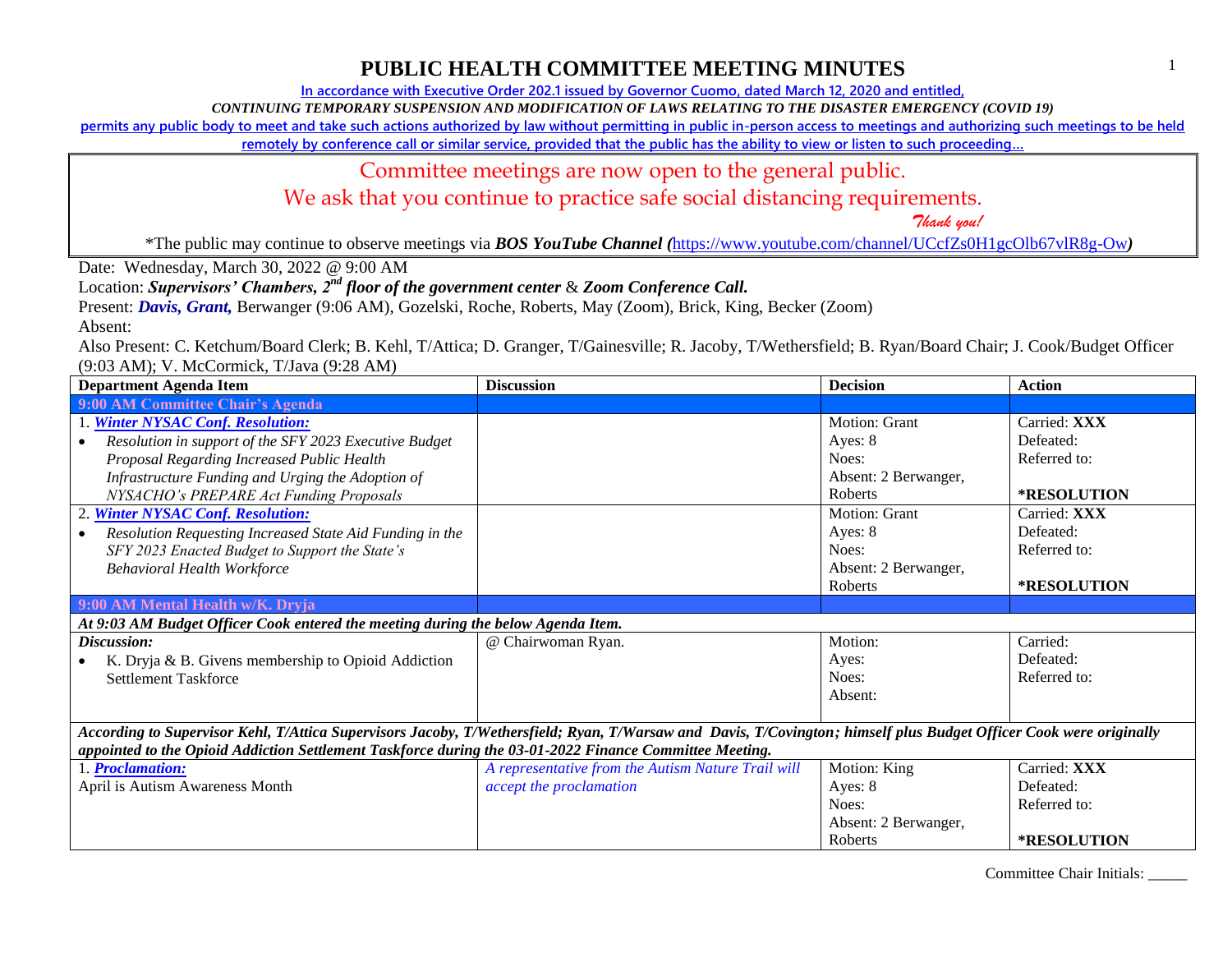# PUBLIC HEALTH COMMITTEE MEETING MINUTES

In accordance with Executive Order 202.1 issued by Governor Cuomo, dated March 12, 2020 and entitled,

*CONTINUING TEMPORARY SUSPENSION AND MODIFICATION OF LAWS RELATING TO THE DISASTER EMERGENCY (COVID 19)*

permits any public body to meet and take such actions authorized by law without permitting in public in-person access to meetings and authorizing such meetings to be held remotely by conference call or similar service, provided that the public has the ability to view or listen to such proceeding…

Committee meetings are now open to the general public.
We ask that you continue to practice safe social distancing requirements.
*Thank you!*

*The public may continue to observe meetings via ***BOS YouTube Channel*** *(*https://www.youtube.com/channel/UCcfZs0H1gcOlb67vlR8g-Ow*)*

Date: Wednesday, March 30, 2022 @ 9:00 AM

Location: ***Supervisors' Chambers, 2nd floor of the government center*** & ***Zoom Conference Call.***

Present: ***Davis, Grant,*** Berwanger (9:06 AM), Gozelski, Roche, Roberts, May (Zoom), Brick, King, Becker (Zoom)

Absent:

Also Present: C. Ketchum/Board Clerk; B. Kehl, T/Attica; D. Granger, T/Gainesville; R. Jacoby, T/Wethersfield; B. Ryan/Board Chair; J. Cook/Budget Officer (9:03 AM); V. McCormick, T/Java (9:28 AM)

| Department Agenda Item | Discussion | Decision | Action |
|---|---|---|---|
| **9:00 AM Committee Chair's Agenda** | | | |
| 1. ***Winter NYSAC Conf. Resolution:*** <br>• *Resolution in support of the SFY 2023 Executive Budget Proposal Regarding Increased Public Health Infrastructure Funding and Urging the Adoption of NYSACHO's PREPARE Act Funding Proposals* | | Motion: Grant <br>Ayes: 8 <br>Noes: <br>Absent: 2 Berwanger, Roberts | Carried: **XXX** <br>Defeated: <br>Referred to: <br>**\*RESOLUTION** |
| 2. ***Winter NYSAC Conf. Resolution:*** <br>• *Resolution Requesting Increased State Aid Funding in the SFY 2023 Enacted Budget to Support the State's Behavioral Health Workforce* | | Motion: Grant <br>Ayes: 8 <br>Noes: <br>Absent: 2 Berwanger, Roberts | Carried: **XXX** <br>Defeated: <br>Referred to: <br>**\*RESOLUTION** |
| **9:00 AM Mental Health w/K. Dryja** | | | |
| ***At 9:03 AM Budget Officer Cook entered the meeting during the below Agenda Item.*** | | | |
| ***Discussion:*** <br>• K. Dryja & B. Givens membership to Opioid Addiction Settlement Taskforce | @ Chairwoman Ryan. | Motion: <br>Ayes: <br>Noes: <br>Absent: | Carried: <br>Defeated: <br>Referred to: |
| ***According to Supervisor Kehl, T/Attica Supervisors Jacoby, T/Wethersfield; Ryan, T/Warsaw and Davis, T/Covington; himself plus Budget Officer Cook were originally appointed to the Opioid Addiction Settlement Taskforce during the 03-01-2022 Finance Committee Meeting.*** | | | |
| 1. ***Proclamation:*** <br>April is Autism Awareness Month | *A representative from the Autism Nature Trail will accept the proclamation* | Motion: King <br>Ayes: 8 <br>Noes: <br>Absent: 2 Berwanger, Roberts | Carried: **XXX** <br>Defeated: <br>Referred to: <br>**\*RESOLUTION** |

Committee Chair Initials: _____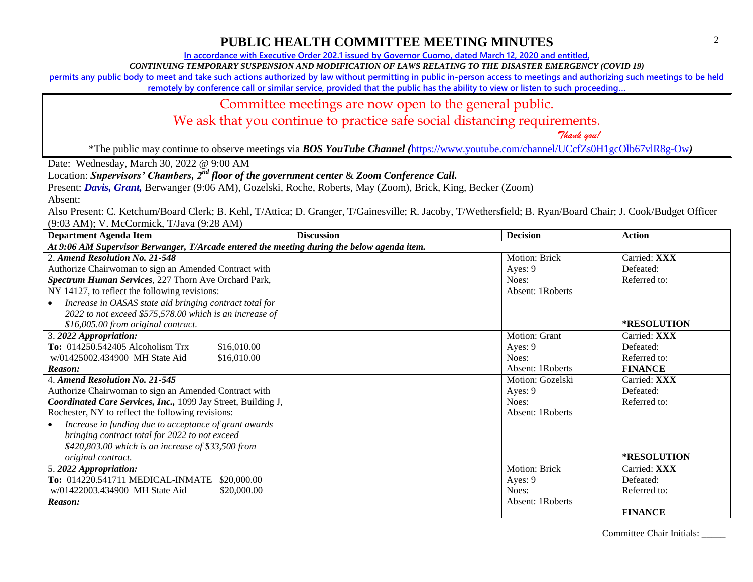# PUBLIC HEALTH COMMITTEE MEETING MINUTES

**In accordance with Executive Order 202.1 issued by Governor Cuomo, dated March 12, 2020 and entitled,**

***CONTINUING TEMPORARY SUSPENSION AND MODIFICATION OF LAWS RELATING TO THE DISASTER EMERGENCY (COVID 19)***

**permits any public body to meet and take such actions authorized by law without permitting in public in-person access to meetings and authorizing such meetings to be held remotely by conference call or similar service, provided that the public has the ability to view or listen to such proceeding…**

Committee meetings are now open to the general public.

We ask that you continue to practice safe social distancing requirements.

*Thank you!*

*The public may continue to observe meetings via ***BOS YouTube Channel (***https://www.youtube.com/channel/UCcfZs0H1gcOlb67vlR8g-Ow***)***

Date: Wednesday, March 30, 2022 @ 9:00 AM

Location: ***Supervisors' Chambers, 2nd floor of the government center*** & ***Zoom Conference Call.***

Present: ***Davis, Grant,*** Berwanger (9:06 AM), Gozelski, Roche, Roberts, May (Zoom), Brick, King, Becker (Zoom)

Absent:

Also Present: C. Ketchum/Board Clerk; B. Kehl, T/Attica; D. Granger, T/Gainesville; R. Jacoby, T/Wethersfield; B. Ryan/Board Chair; J. Cook/Budget Officer (9:03 AM); V. McCormick, T/Java (9:28 AM)

| Department Agenda Item | Discussion | Decision | Action |
|---|---|---|---|
| ***At 9:06 AM Supervisor Berwanger, T/Arcade entered the meeting during the below agenda item.*** | | | |
| 2. ***Amend Resolution No. 21-548*** Authorize Chairwoman to sign an Amended Contract with ***Spectrum Human Services***, 227 Thorn Ave Orchard Park, NY 14127, to reflect the following revisions: • *Increase in OASAS state aid bringing contract total for 2022 to not exceed $575,578.00 which is an increase of $16,005.00 from original contract.* | | Motion: Brick Ayes: 9 Noes: Absent: 1Roberts | Carried: **XXX** Defeated: Referred to: **\*RESOLUTION** |
| 3. ***2022 Appropriation:*** **To:** 014250.542405 Alcoholism Trx $16,010.00 w/01425002.434900 MH State Aid $16,010.00 ***Reason:*** | | Motion: Grant Ayes: 9 Noes: Absent: 1Roberts | Carried: **XXX** Defeated: Referred to: **FINANCE** |
| 4. ***Amend Resolution No. 21-545*** Authorize Chairwoman to sign an Amended Contract with ***Coordinated Care Services, Inc.,*** 1099 Jay Street, Building J, Rochester, NY to reflect the following revisions: • *Increase in funding due to acceptance of grant awards bringing contract total for 2022 to not exceed $420,803.00 which is an increase of $33,500 from original contract.* | | Motion: Gozelski Ayes: 9 Noes: Absent: 1Roberts | Carried: **XXX** Defeated: Referred to: **\*RESOLUTION** |
| 5. ***2022 Appropriation:*** **To:** 014220.541711 MEDICAL-INMATE $20,000.00 w/01422003.434900 MH State Aid $20,000.00 ***Reason:*** | | Motion: Brick Ayes: 9 Noes: Absent: 1Roberts | Carried: **XXX** Defeated: Referred to: **FINANCE** |

Committee Chair Initials: _____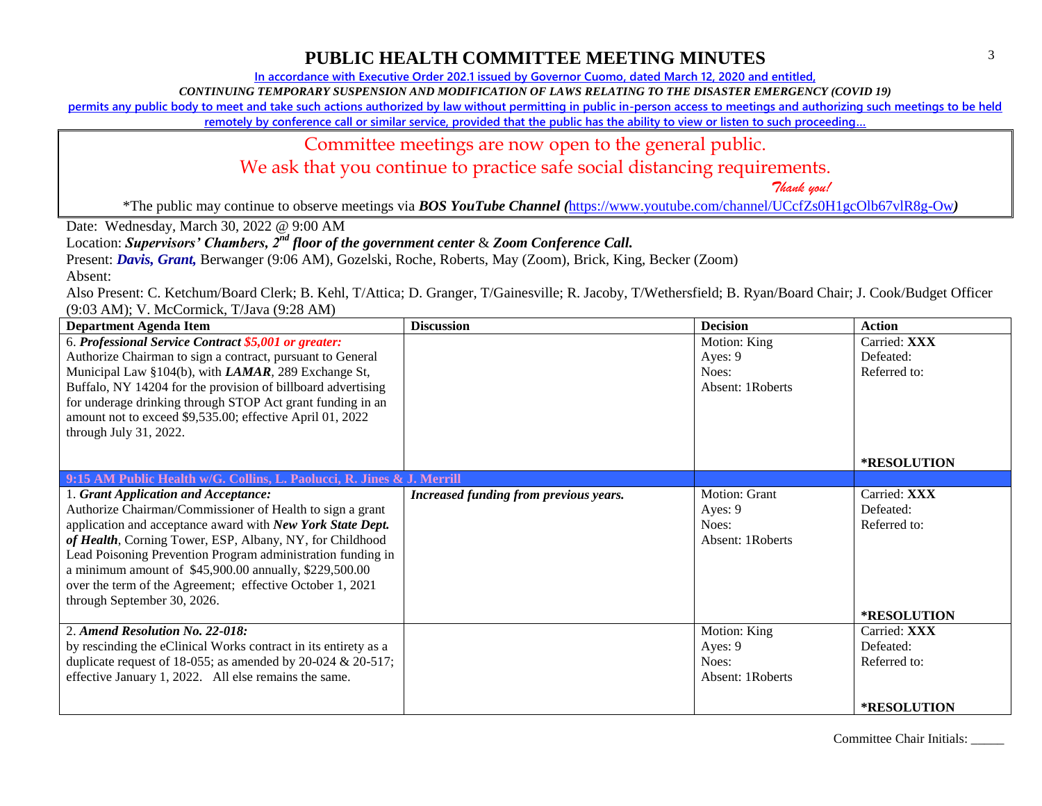# PUBLIC HEALTH COMMITTEE MEETING MINUTES

In accordance with Executive Order 202.1 issued by Governor Cuomo, dated March 12, 2020 and entitled,

*CONTINUING TEMPORARY SUSPENSION AND MODIFICATION OF LAWS RELATING TO THE DISASTER EMERGENCY (COVID 19)*

permits any public body to meet and take such actions authorized by law without permitting in public in-person access to meetings and authorizing such meetings to be held remotely by conference call or similar service, provided that the public has the ability to view or listen to such proceeding…

Committee meetings are now open to the general public.

We ask that you continue to practice safe social distancing requirements.

*Thank you!*

*The public may continue to observe meetings via ***BOS YouTube Channel*** *(*https://www.youtube.com/channel/UCcfZs0H1gcOlb67vlR8g-Ow*)*

Date: Wednesday, March 30, 2022 @ 9:00 AM

Location: ***Supervisors' Chambers, 2nd floor of the government center*** & ***Zoom Conference Call.***

Present: ***Davis, Grant,*** Berwanger (9:06 AM), Gozelski, Roche, Roberts, May (Zoom), Brick, King, Becker (Zoom)

Absent:

Also Present: C. Ketchum/Board Clerk; B. Kehl, T/Attica; D. Granger, T/Gainesville; R. Jacoby, T/Wethersfield; B. Ryan/Board Chair; J. Cook/Budget Officer (9:03 AM); V. McCormick, T/Java (9:28 AM)

| Department Agenda Item | Discussion | Decision | Action |
|---|---|---|---|
| 6. ***Professional Service Contract $5,001 or greater:*** Authorize Chairman to sign a contract, pursuant to General Municipal Law §104(b), with ***LAMAR***, 289 Exchange St, Buffalo, NY 14204 for the provision of billboard advertising for underage drinking through STOP Act grant funding in an amount not to exceed $9,535.00; effective April 01, 2022 through July 31, 2022. | | Motion: King<br>Ayes: 9<br>Noes:<br>Absent: 1Roberts | Carried: **XXX**<br>Defeated:<br>Referred to:<br><br>***RESOLUTION** |
| **9:15 AM Public Health w/G. Collins, L. Paolucci, R. Jines & J. Merrill** | | | |
| 1. ***Grant Application and Acceptance:*** Authorize Chairman/Commissioner of Health to sign a grant application and acceptance award with ***New York State Dept. of Health***, Corning Tower, ESP, Albany, NY, for Childhood Lead Poisoning Prevention Program administration funding in a minimum amount of $45,900.00 annually, $229,500.00 over the term of the Agreement; effective October 1, 2021 through September 30, 2026. | ***Increased funding from previous years.*** | Motion: Grant<br>Ayes: 9<br>Noes:<br>Absent: 1Roberts | Carried: **XXX**<br>Defeated:<br>Referred to:<br><br>***RESOLUTION** |
| 2. ***Amend Resolution No. 22-018:*** by rescinding the eClinical Works contract in its entirety as a duplicate request of 18-055; as amended by 20-024 & 20-517; effective January 1, 2022. All else remains the same. | | Motion: King<br>Ayes: 9<br>Noes:<br>Absent: 1Roberts | Carried: **XXX**<br>Defeated:<br>Referred to:<br><br>***RESOLUTION** |

Committee Chair Initials: _____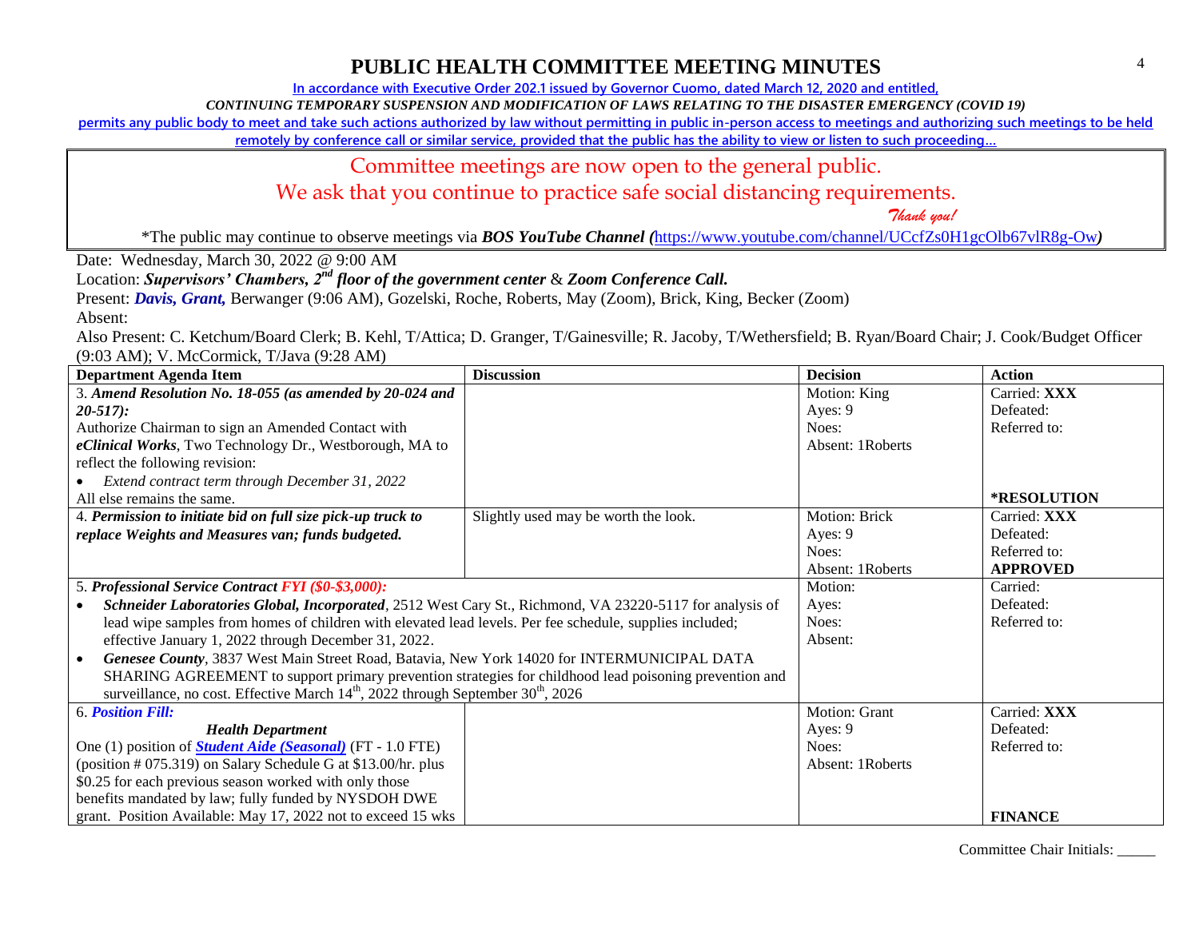# PUBLIC HEALTH COMMITTEE MEETING MINUTES

**In accordance with Executive Order 202.1 issued by Governor Cuomo, dated March 12, 2020 and entitled,**

***CONTINUING TEMPORARY SUSPENSION AND MODIFICATION OF LAWS RELATING TO THE DISASTER EMERGENCY (COVID 19)***

**permits any public body to meet and take such actions authorized by law without permitting in public in-person access to meetings and authorizing such meetings to be held remotely by conference call or similar service, provided that the public has the ability to view or listen to such proceeding…**

Committee meetings are now open to the general public.

We ask that you continue to practice safe social distancing requirements.

*Thank you!*

*The public may continue to observe meetings via ***BOS YouTube Channel (***https://www.youtube.com/channel/UCcfZs0H1gcOlb67vlR8g-Ow***)***

Date: Wednesday, March 30, 2022 @ 9:00 AM

Location: ***Supervisors' Chambers, 2nd floor of the government center*** & ***Zoom Conference Call.***

Present: ***Davis, Grant,*** Berwanger (9:06 AM), Gozelski, Roche, Roberts, May (Zoom), Brick, King, Becker (Zoom)

Absent:

Also Present: C. Ketchum/Board Clerk; B. Kehl, T/Attica; D. Granger, T/Gainesville; R. Jacoby, T/Wethersfield; B. Ryan/Board Chair; J. Cook/Budget Officer (9:03 AM); V. McCormick, T/Java (9:28 AM)

| Department Agenda Item | Discussion | Decision | Action |
|---|---|---|---|
| 3. ***Amend Resolution No. 18-055 (as amended by 20-024 and 20-517):*** Authorize Chairman to sign an Amended Contact with ***eClinical Works***, Two Technology Dr., Westborough, MA to reflect the following revision: • *Extend contract term through December 31, 2022* All else remains the same. | | Motion: King<br>Ayes: 9<br>Noes:<br>Absent: 1Roberts | Carried: **XXX**<br>Defeated:<br>Referred to:<br>**\*RESOLUTION** |
| 4. ***Permission to initiate bid on full size pick-up truck to replace Weights and Measures van; funds budgeted.*** | Slightly used may be worth the look. | Motion: Brick<br>Ayes: 9<br>Noes:<br>Absent: 1Roberts | Carried: **XXX**<br>Defeated:<br>Referred to:<br>**APPROVED** |
| 5. ***Professional Service Contract FYI ($0-$3,000):***<br>• ***Schneider Laboratories Global, Incorporated***, 2512 West Cary St., Richmond, VA 23220-5117 for analysis of lead wipe samples from homes of children with elevated lead levels. Per fee schedule, supplies included; effective January 1, 2022 through December 31, 2022.<br>• ***Genesee County***, 3837 West Main Street Road, Batavia, New York 14020 for INTERMUNICIPAL DATA SHARING AGREEMENT to support primary prevention strategies for childhood lead poisoning prevention and surveillance, no cost. Effective March 14th, 2022 through September 30th, 2026 | | Motion:<br>Ayes:<br>Noes:<br>Absent: | Carried:<br>Defeated:<br>Referred to: |
| 6. ***Position Fill:***<br>***Health Department***<br>One (1) position of ***Student Aide (Seasonal)*** (FT - 1.0 FTE) (position # 075.319) on Salary Schedule G at $13.00/hr. plus $0.25 for each previous season worked with only those benefits mandated by law; fully funded by NYSDOH DWE grant. Position Available: May 17, 2022 not to exceed 15 wks | | Motion: Grant<br>Ayes: 9<br>Noes:<br>Absent: 1Roberts | Carried: **XXX**<br>Defeated:<br>Referred to:<br>**FINANCE** |

Committee Chair Initials: _____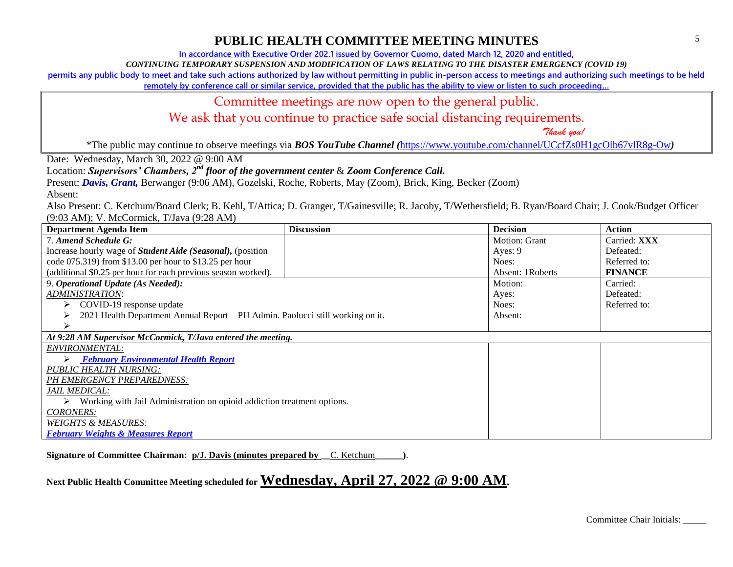# PUBLIC HEALTH COMMITTEE MEETING MINUTES

**In accordance with Executive Order 202.1 issued by Governor Cuomo, dated March 12, 2020 and entitled,**

***CONTINUING TEMPORARY SUSPENSION AND MODIFICATION OF LAWS RELATING TO THE DISASTER EMERGENCY (COVID 19)***

**permits any public body to meet and take such actions authorized by law without permitting in public in-person access to meetings and authorizing such meetings to be held remotely by conference call or similar service, provided that the public has the ability to view or listen to such proceeding…**

Committee meetings are now open to the general public.

We ask that you continue to practice safe social distancing requirements.

*Thank you!*

*The public may continue to observe meetings via ***BOS YouTube Channel (***https://www.youtube.com/channel/UCcfZs0H1gcOlb67vlR8g-Ow***)***

Date: Wednesday, March 30, 2022 @ 9:00 AM

Location: ***Supervisors' Chambers, 2nd floor of the government center*** & ***Zoom Conference Call.***

Present: ***Davis, Grant,*** Berwanger (9:06 AM), Gozelski, Roche, Roberts, May (Zoom), Brick, King, Becker (Zoom)

Absent:

Also Present: C. Ketchum/Board Clerk; B. Kehl, T/Attica; D. Granger, T/Gainesville; R. Jacoby, T/Wethersfield; B. Ryan/Board Chair; J. Cook/Budget Officer (9:03 AM); V. McCormick, T/Java (9:28 AM)

| Department Agenda Item | Discussion | Decision | Action |
|---|---|---|---|
| 7. ***Amend Schedule G:*** Increase hourly wage of ***Student Aide (Seasonal),*** (position code 075.319) from $13.00 per hour to $13.25 per hour (additional $0.25 per hour for each previous season worked). | | Motion: Grant<br>Ayes: 9<br>Noes:<br>Absent: 1Roberts | Carried: **XXX**<br>Defeated:<br>Referred to:<br>**FINANCE** |
| 9. ***Operational Update (As Needed):***<br>*ADMINISTRATION*:<br>➢ COVID-19 response update<br>➢ 2021 Health Department Annual Report – PH Admin. Paolucci still working on it.<br>➢ | | Motion:<br>Ayes:<br>Noes:<br>Absent: | Carried:<br>Defeated:<br>Referred to: |
| ***At 9:28 AM Supervisor McCormick, T/Java entered the meeting.*** | | | |
| *ENVIRONMENTAL:*<br>➢ ***February Environmental Health Report***<br>*PUBLIC HEALTH NURSING:*<br>*PH EMERGENCY PREPAREDNESS:*<br>*JAIL MEDICAL:*<br>➢ Working with Jail Administration on opioid addiction treatment options.<br>*CORONERS:*<br>*WEIGHTS & MEASURES:*<br>***February Weights & Measures Report*** | | | |

**Signature of Committee Chairman: p/J. Davis (minutes prepared by \_\_C. Ketchum\_\_\_\_\_\_).**

**Next Public Health Committee Meeting scheduled for Wednesday, April 27, 2022 @ 9:00 AM.**

Committee Chair Initials: \_\_\_\_\_